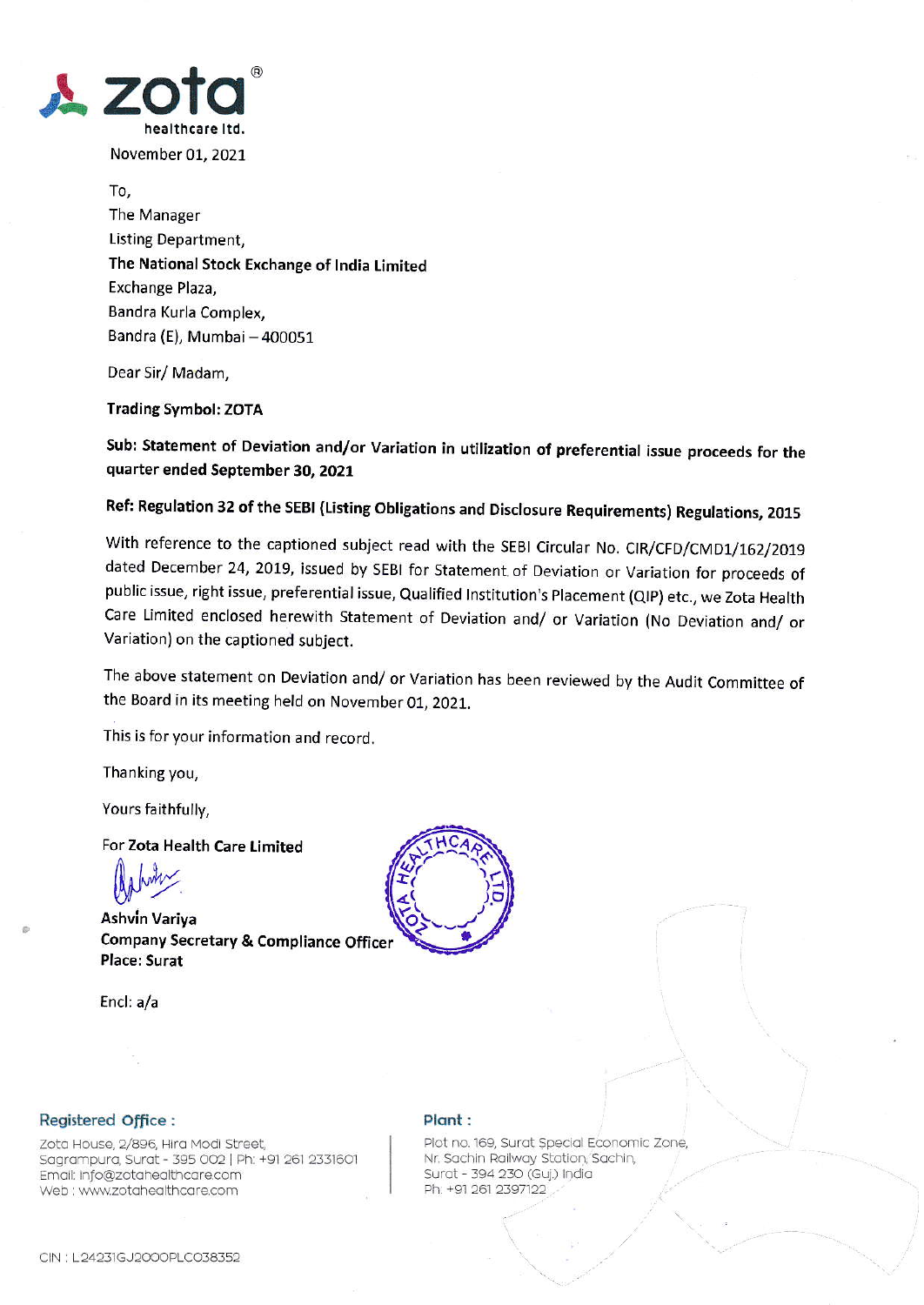**zota healthcare ltd.**

November 01, 2021

To,
The Manager
Listing Department,
**The National Stock Exchange of India Limited**
Exchange Plaza,
Bandra Kurla Complex,
Bandra (E), Mumbai – 400051

Dear Sir/ Madam,

**Trading Symbol: ZOTA**

**Sub: Statement of Deviation and/or Variation in utilization of preferential issue proceeds for the quarter ended September 30, 2021**

**Ref: Regulation 32 of the SEBI (Listing Obligations and Disclosure Requirements) Regulations, 2015**

With reference to the captioned subject read with the SEBI Circular No. CIR/CFD/CMD1/162/2019 dated December 24, 2019, issued by SEBI for Statement of Deviation or Variation for proceeds of public issue, right issue, preferential issue, Qualified Institution's Placement (QIP) etc., we Zota Health Care Limited enclosed herewith Statement of Deviation and/ or Variation (No Deviation and/ or Variation) on the captioned subject.

The above statement on Deviation and/ or Variation has been reviewed by the Audit Committee of the Board in its meeting held on November 01, 2021.

This is for your information and record.

Thanking you,

Yours faithfully,

For **Zota Health Care Limited**

**Ashvin Variya**
**Company Secretary & Compliance Officer**
**Place: Surat**

Encl: a/a

**Registered Office :**
Zota House, 2/896, Hira Modi Street,
Sagrampura, Surat - 395 002 | Ph: +91 261 2331601
Email: info@zotahealthcare.com
Web : www.zotahealthcare.com

**Plant :**
Plot no. 169, Surat Special Economic Zone,
Nr. Sachin Railway Station, Sachin,
Surat - 394 230 (Guj.) India
Ph: +91 261 2397122

CIN : L24231GJ2000PLC038352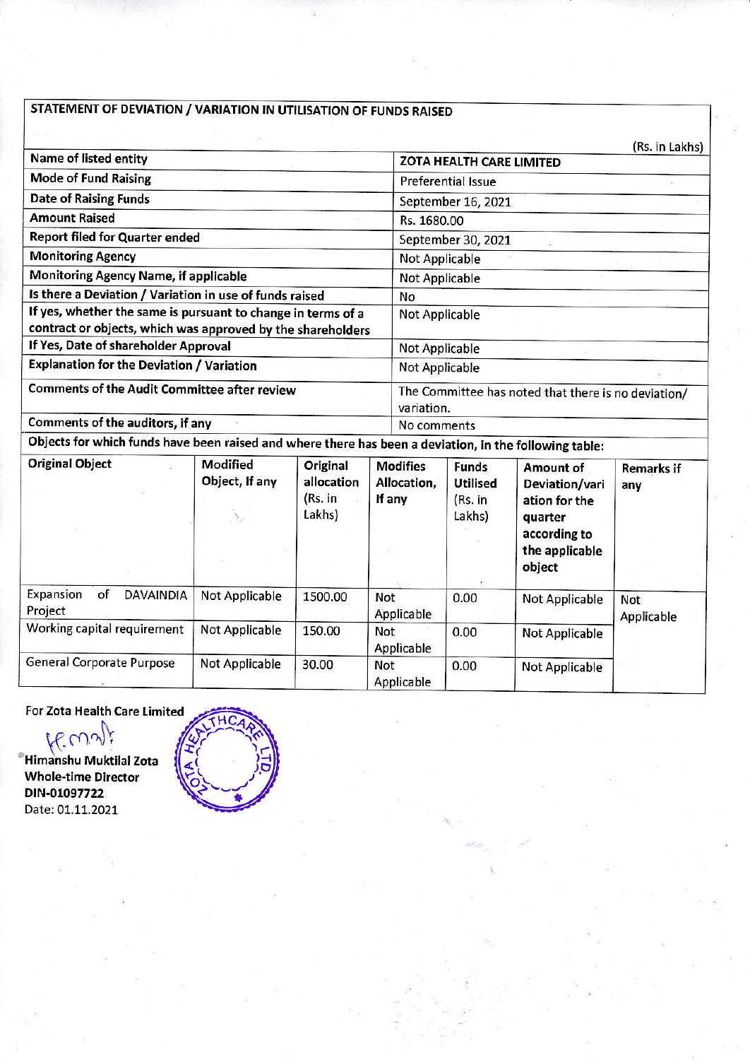## STATEMENT OF DEVIATION / VARIATION IN UTILISATION OF FUNDS RAISED

(Rs. in Lakhs)

| | |
|---|---|
| Name of listed entity | **ZOTA HEALTH CARE LIMITED** |
| Mode of Fund Raising | Preferential Issue |
| Date of Raising Funds | September 16, 2021 |
| Amount Raised | Rs. 1680.00 |
| Report filed for Quarter ended | September 30, 2021 |
| Monitoring Agency | Not Applicable |
| Monitoring Agency Name, if applicable | Not Applicable |
| Is there a Deviation / Variation in use of funds raised | No |
| If yes, whether the same is pursuant to change in terms of a contract or objects, which was approved by the shareholders | Not Applicable |
| If Yes, Date of shareholder Approval | Not Applicable |
| Explanation for the Deviation / Variation | Not Applicable |
| Comments of the Audit Committee after review | The Committee has noted that there is no deviation/ variation. |
| Comments of the auditors, if any | No comments |

**Objects for which funds have been raised and where there has been a deviation, in the following table:**

| Original Object | Modified Object, if any | Original allocation (Rs. in Lakhs) | Modifies Allocation, if any | Funds Utilised (Rs. in Lakhs) | Amount of Deviation/variation for the quarter according to the applicable object | Remarks if any |
|---|---|---|---|---|---|---|
| Expansion of DAVAINDIA Project | Not Applicable | 1500.00 | Not Applicable | 0.00 | Not Applicable | Not Applicable |
| Working capital requirement | Not Applicable | 150.00 | Not Applicable | 0.00 | Not Applicable | |
| General Corporate Purpose | Not Applicable | 30.00 | Not Applicable | 0.00 | Not Applicable | |

For Zota Health Care Limited

**Himanshu Muktilal Zota**
**Whole-time Director**
**DIN-01097722**
Date: 01.11.2021